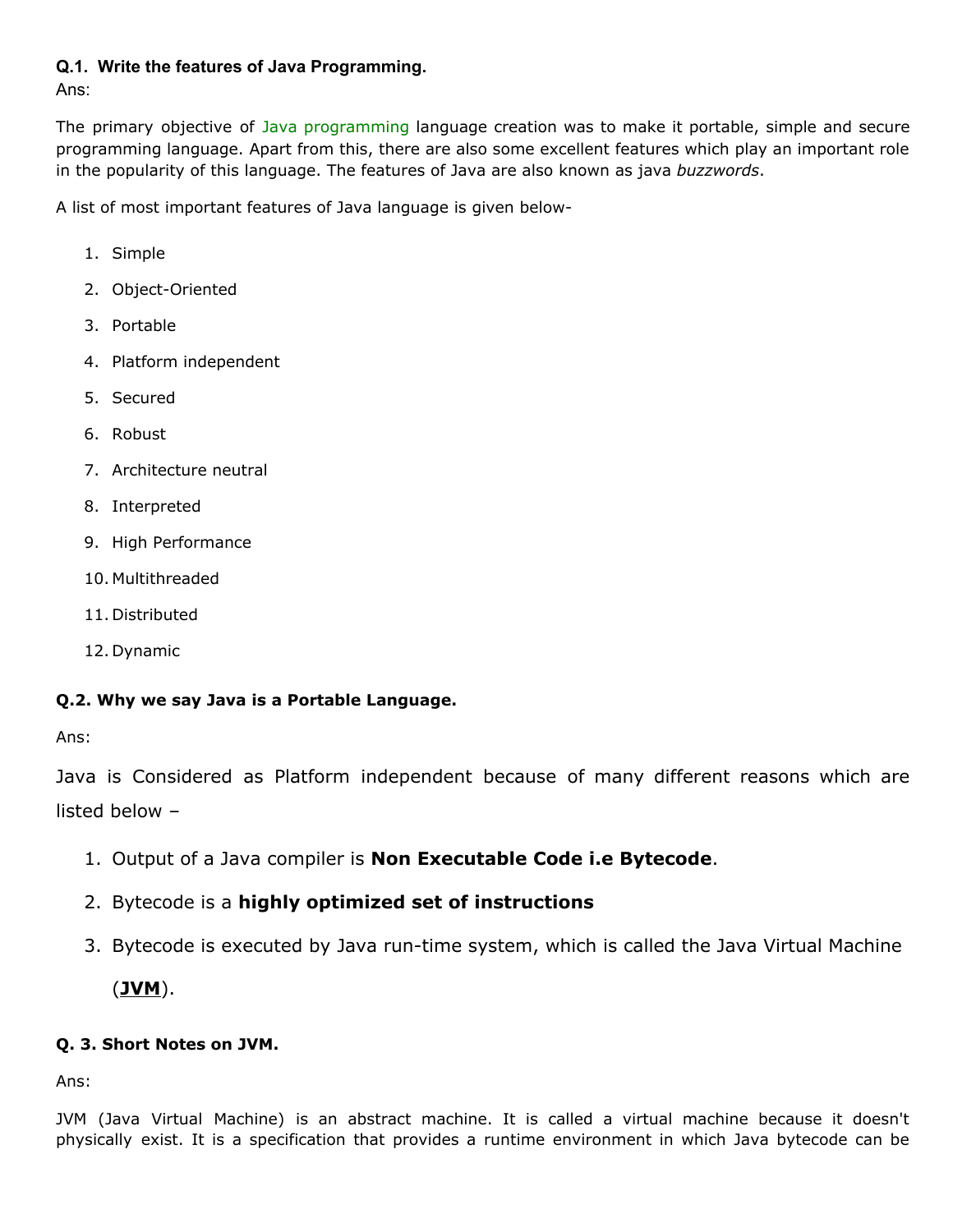**Q.1. Write the features of Java Programming.**

Ans:

The primary objective of Java programming language creation was to make it portable, simple and secure programming language. Apart from this, there are also some excellent features which play an important role in the popularity of this language. The features of Java are also known as java *buzzwords*.

A list of most important features of Java language is given below-

1. Simple
2. Object-Oriented
3. Portable
4. Platform independent
5. Secured
6. Robust
7. Architecture neutral
8. Interpreted
9. High Performance
10. Multithreaded
11. Distributed
12. Dynamic

**Q.2. Why we say Java is a Portable Language.**

Ans:

Java is Considered as Platform independent because of many different reasons which are listed below –

1. Output of a Java compiler is **Non Executable Code i.e Bytecode**.
2. Bytecode is a **highly optimized set of instructions**
3. Bytecode is executed by Java run-time system, which is called the Java Virtual Machine (**JVM**).

**Q. 3. Short Notes on JVM.**

Ans:

JVM (Java Virtual Machine) is an abstract machine. It is called a virtual machine because it doesn't physically exist. It is a specification that provides a runtime environment in which Java bytecode can be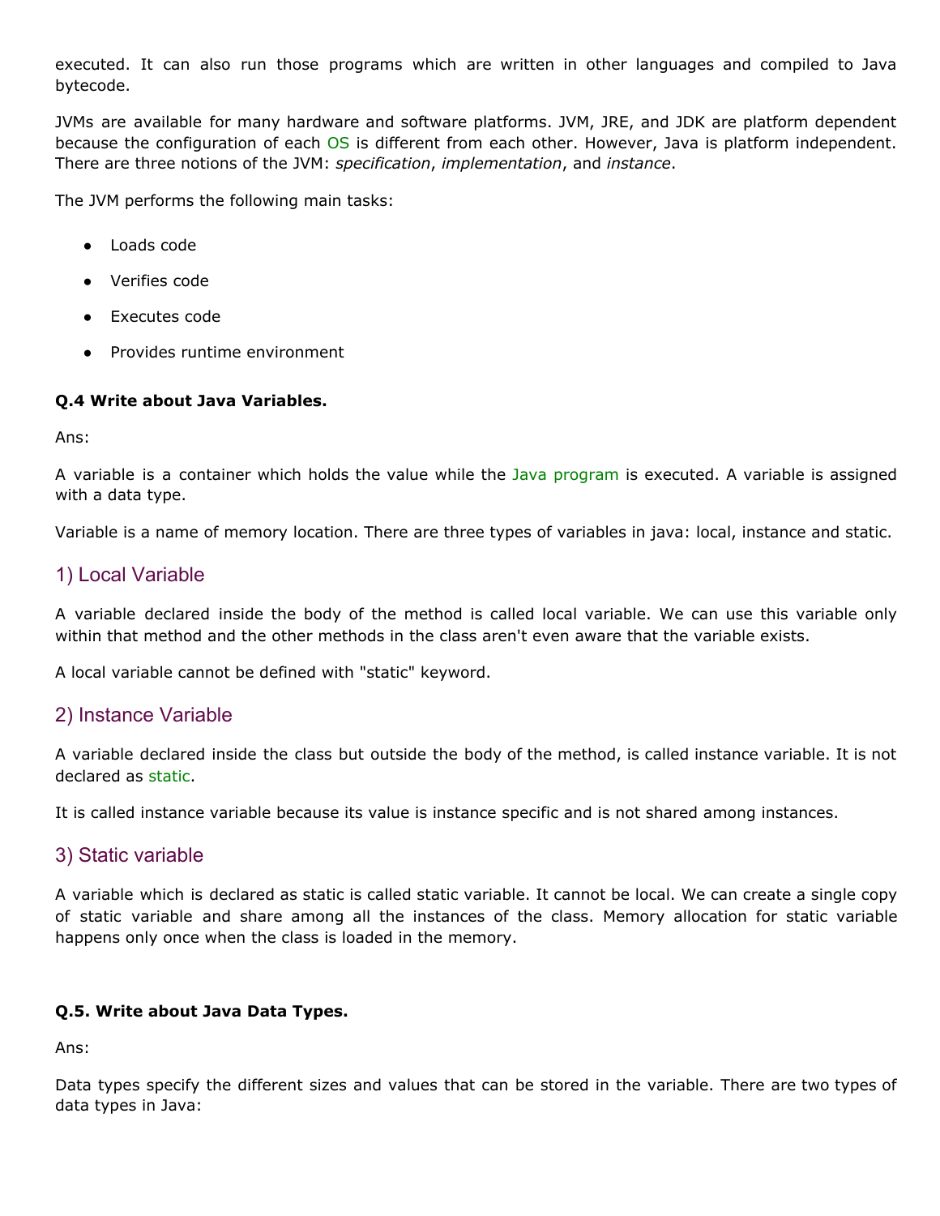executed. It can also run those programs which are written in other languages and compiled to Java bytecode.

JVMs are available for many hardware and software platforms. JVM, JRE, and JDK are platform dependent because the configuration of each OS is different from each other. However, Java is platform independent. There are three notions of the JVM: *specification*, *implementation*, and *instance*.

The JVM performs the following main tasks:

- Loads code
- Verifies code
- Executes code
- Provides runtime environment

**Q.4 Write about Java Variables.**

Ans:

A variable is a container which holds the value while the Java program is executed. A variable is assigned with a data type.

Variable is a name of memory location. There are three types of variables in java: local, instance and static.

## 1) Local Variable

A variable declared inside the body of the method is called local variable. We can use this variable only within that method and the other methods in the class aren't even aware that the variable exists.

A local variable cannot be defined with "static" keyword.

## 2) Instance Variable

A variable declared inside the class but outside the body of the method, is called instance variable. It is not declared as static.

It is called instance variable because its value is instance specific and is not shared among instances.

## 3) Static variable

A variable which is declared as static is called static variable. It cannot be local. We can create a single copy of static variable and share among all the instances of the class. Memory allocation for static variable happens only once when the class is loaded in the memory.

**Q.5. Write about Java Data Types.**

Ans:

Data types specify the different sizes and values that can be stored in the variable. There are two types of data types in Java: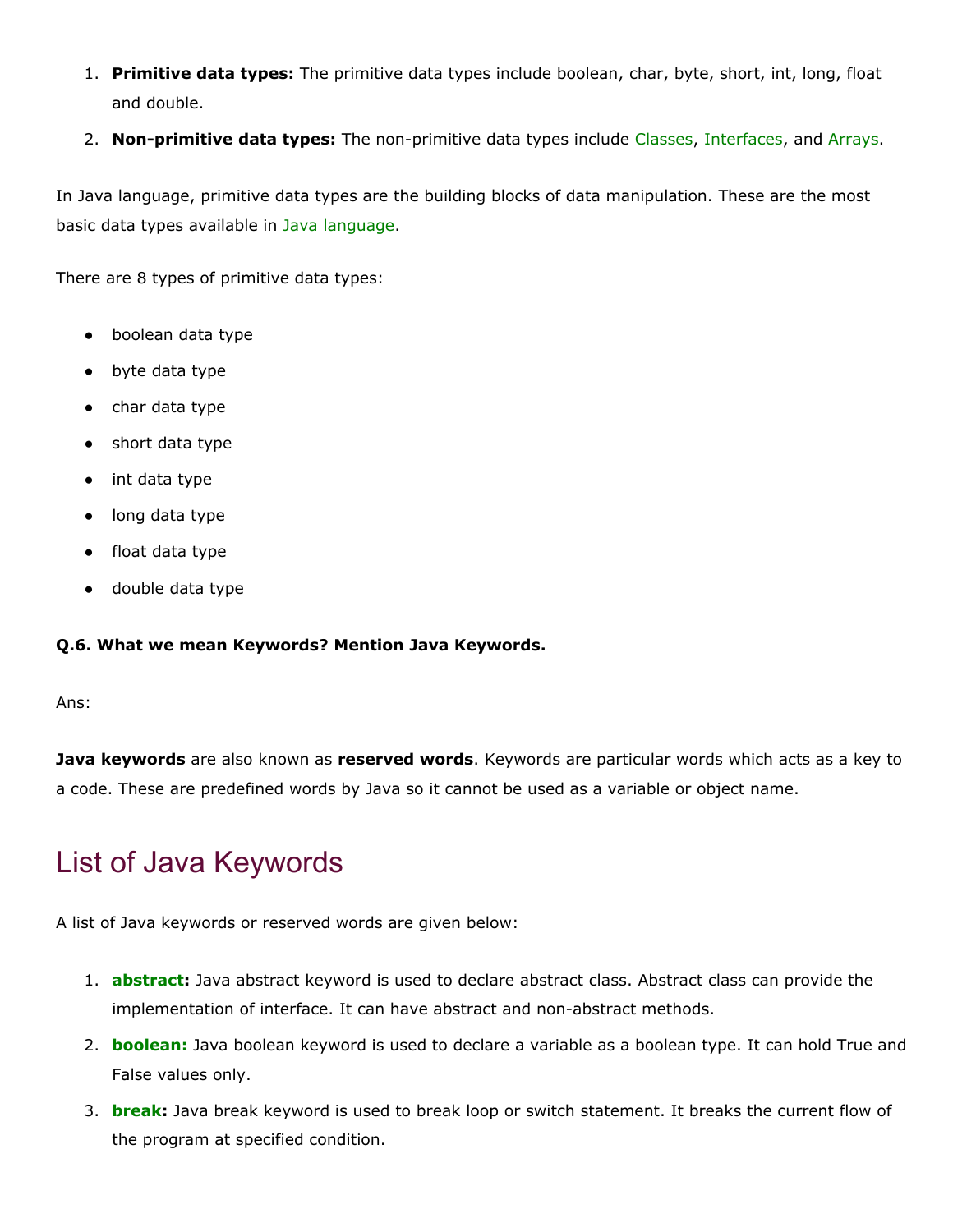1. **Primitive data types:** The primitive data types include boolean, char, byte, short, int, long, float and double.
2. **Non-primitive data types:** The non-primitive data types include Classes, Interfaces, and Arrays.

In Java language, primitive data types are the building blocks of data manipulation. These are the most basic data types available in Java language.

There are 8 types of primitive data types:

- boolean data type
- byte data type
- char data type
- short data type
- int data type
- long data type
- float data type
- double data type

**Q.6. What we mean Keywords? Mention Java Keywords.**

Ans:

**Java keywords** are also known as **reserved words**. Keywords are particular words which acts as a key to a code. These are predefined words by Java so it cannot be used as a variable or object name.

## List of Java Keywords

A list of Java keywords or reserved words are given below:

1. **abstract:** Java abstract keyword is used to declare abstract class. Abstract class can provide the implementation of interface. It can have abstract and non-abstract methods.
2. **boolean:** Java boolean keyword is used to declare a variable as a boolean type. It can hold True and False values only.
3. **break:** Java break keyword is used to break loop or switch statement. It breaks the current flow of the program at specified condition.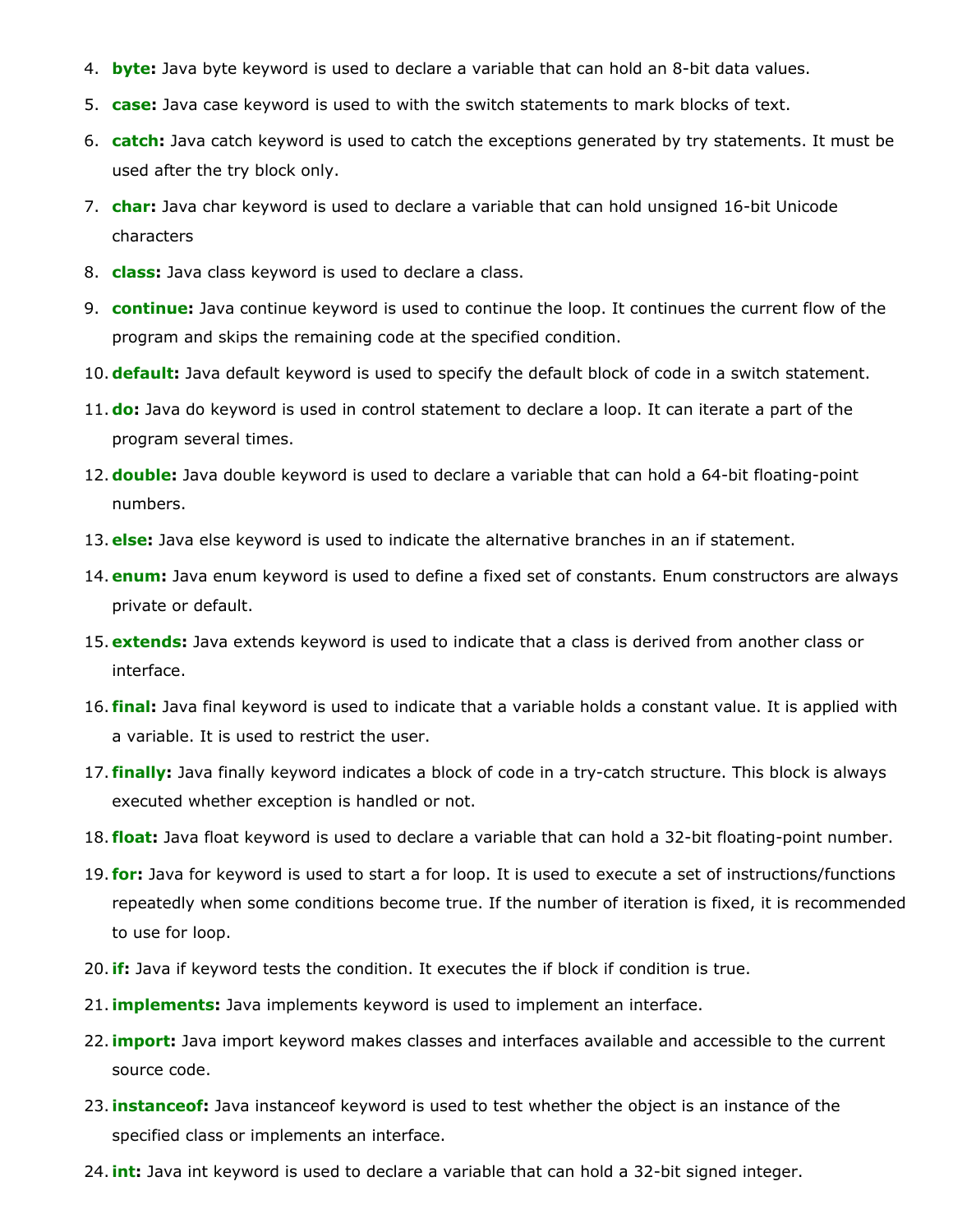4. **byte:** Java byte keyword is used to declare a variable that can hold an 8-bit data values.
5. **case:** Java case keyword is used to with the switch statements to mark blocks of text.
6. **catch:** Java catch keyword is used to catch the exceptions generated by try statements. It must be used after the try block only.
7. **char:** Java char keyword is used to declare a variable that can hold unsigned 16-bit Unicode characters
8. **class:** Java class keyword is used to declare a class.
9. **continue:** Java continue keyword is used to continue the loop. It continues the current flow of the program and skips the remaining code at the specified condition.
10. **default:** Java default keyword is used to specify the default block of code in a switch statement.
11. **do:** Java do keyword is used in control statement to declare a loop. It can iterate a part of the program several times.
12. **double:** Java double keyword is used to declare a variable that can hold a 64-bit floating-point numbers.
13. **else:** Java else keyword is used to indicate the alternative branches in an if statement.
14. **enum:** Java enum keyword is used to define a fixed set of constants. Enum constructors are always private or default.
15. **extends:** Java extends keyword is used to indicate that a class is derived from another class or interface.
16. **final:** Java final keyword is used to indicate that a variable holds a constant value. It is applied with a variable. It is used to restrict the user.
17. **finally:** Java finally keyword indicates a block of code in a try-catch structure. This block is always executed whether exception is handled or not.
18. **float:** Java float keyword is used to declare a variable that can hold a 32-bit floating-point number.
19. **for:** Java for keyword is used to start a for loop. It is used to execute a set of instructions/functions repeatedly when some conditions become true. If the number of iteration is fixed, it is recommended to use for loop.
20. **if:** Java if keyword tests the condition. It executes the if block if condition is true.
21. **implements:** Java implements keyword is used to implement an interface.
22. **import:** Java import keyword makes classes and interfaces available and accessible to the current source code.
23. **instanceof:** Java instanceof keyword is used to test whether the object is an instance of the specified class or implements an interface.
24. **int:** Java int keyword is used to declare a variable that can hold a 32-bit signed integer.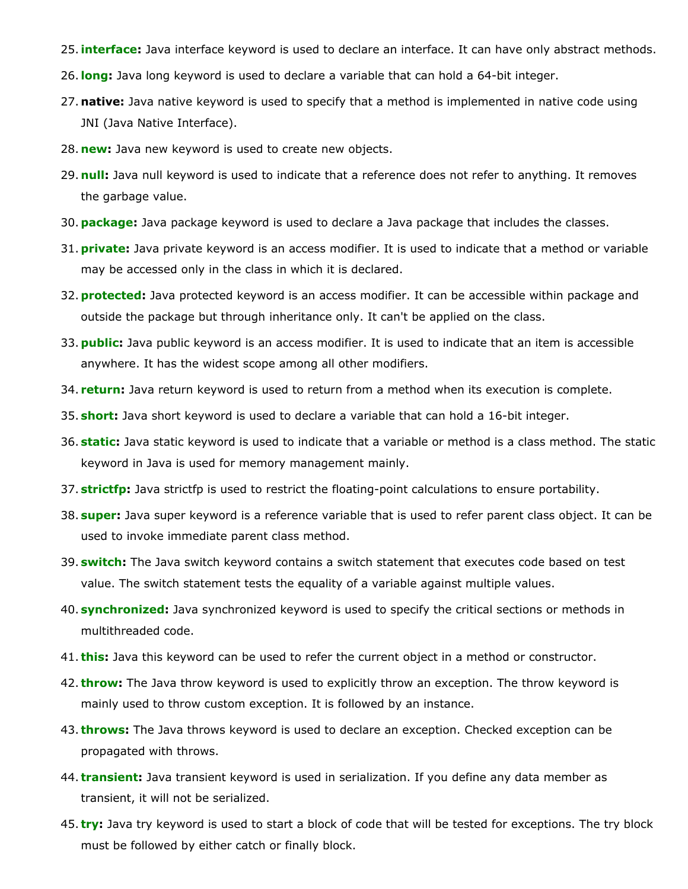25. **interface:** Java interface keyword is used to declare an interface. It can have only abstract methods.
26. **long:** Java long keyword is used to declare a variable that can hold a 64-bit integer.
27. **native:** Java native keyword is used to specify that a method is implemented in native code using JNI (Java Native Interface).
28. **new:** Java new keyword is used to create new objects.
29. **null:** Java null keyword is used to indicate that a reference does not refer to anything. It removes the garbage value.
30. **package:** Java package keyword is used to declare a Java package that includes the classes.
31. **private:** Java private keyword is an access modifier. It is used to indicate that a method or variable may be accessed only in the class in which it is declared.
32. **protected:** Java protected keyword is an access modifier. It can be accessible within package and outside the package but through inheritance only. It can't be applied on the class.
33. **public:** Java public keyword is an access modifier. It is used to indicate that an item is accessible anywhere. It has the widest scope among all other modifiers.
34. **return:** Java return keyword is used to return from a method when its execution is complete.
35. **short:** Java short keyword is used to declare a variable that can hold a 16-bit integer.
36. **static:** Java static keyword is used to indicate that a variable or method is a class method. The static keyword in Java is used for memory management mainly.
37. **strictfp:** Java strictfp is used to restrict the floating-point calculations to ensure portability.
38. **super:** Java super keyword is a reference variable that is used to refer parent class object. It can be used to invoke immediate parent class method.
39. **switch:** The Java switch keyword contains a switch statement that executes code based on test value. The switch statement tests the equality of a variable against multiple values.
40. **synchronized:** Java synchronized keyword is used to specify the critical sections or methods in multithreaded code.
41. **this:** Java this keyword can be used to refer the current object in a method or constructor.
42. **throw:** The Java throw keyword is used to explicitly throw an exception. The throw keyword is mainly used to throw custom exception. It is followed by an instance.
43. **throws:** The Java throws keyword is used to declare an exception. Checked exception can be propagated with throws.
44. **transient:** Java transient keyword is used in serialization. If you define any data member as transient, it will not be serialized.
45. **try:** Java try keyword is used to start a block of code that will be tested for exceptions. The try block must be followed by either catch or finally block.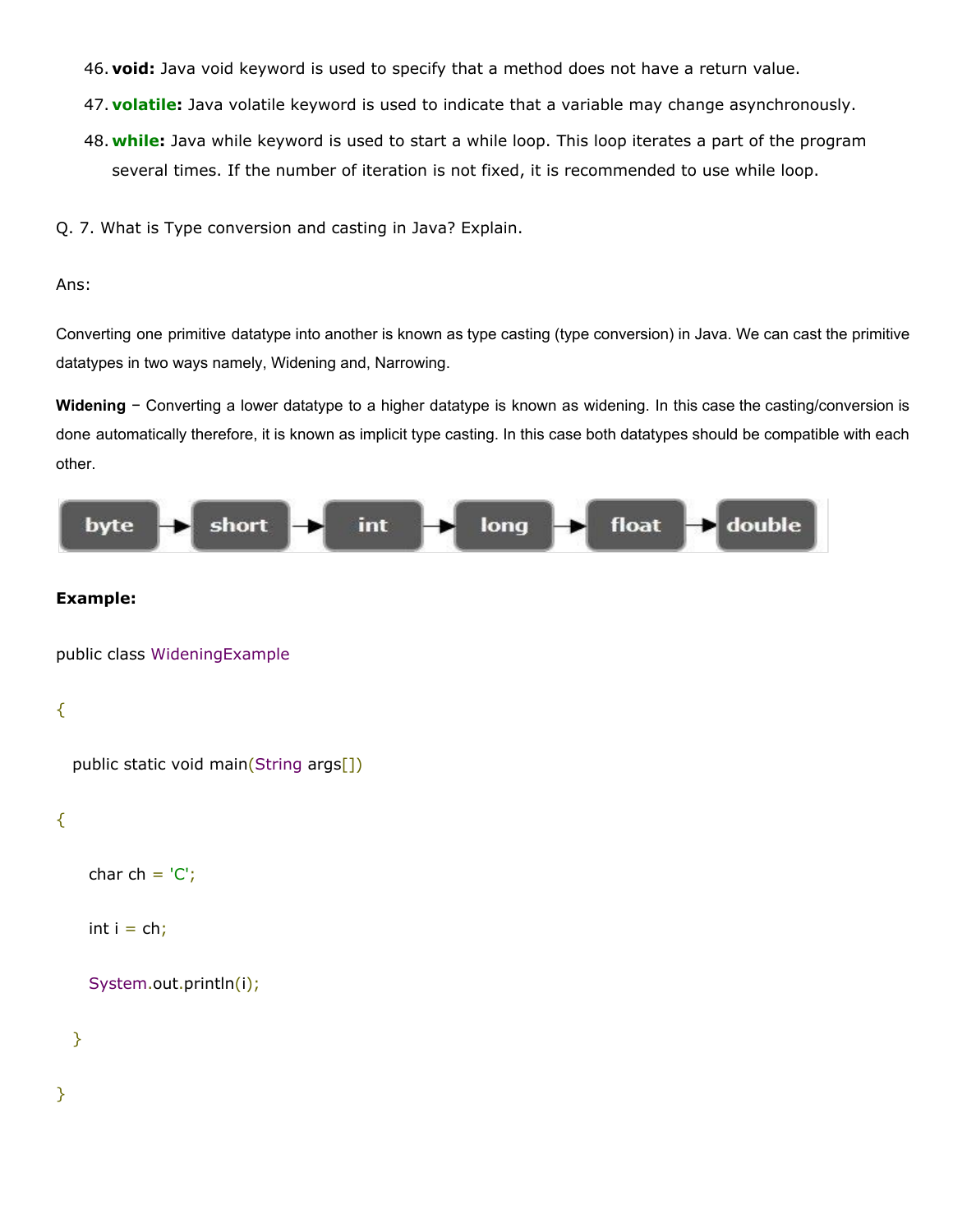46. **void:** Java void keyword is used to specify that a method does not have a return value.
47. **volatile:** Java volatile keyword is used to indicate that a variable may change asynchronously.
48. **while:** Java while keyword is used to start a while loop. This loop iterates a part of the program several times. If the number of iteration is not fixed, it is recommended to use while loop.

Q. 7. What is Type conversion and casting in Java? Explain.

Ans:

Converting one primitive datatype into another is known as type casting (type conversion) in Java. We can cast the primitive datatypes in two ways namely, Widening and, Narrowing.

**Widening** − Converting a lower datatype to a higher datatype is known as widening. In this case the casting/conversion is done automatically therefore, it is known as implicit type casting. In this case both datatypes should be compatible with each other.

byte → short → int → long → float → double

**Example:**

```
public class WideningExample

{

  public static void main(String args[])

{

    char ch = 'C';

    int i = ch;

    System.out.println(i);

  }

}
```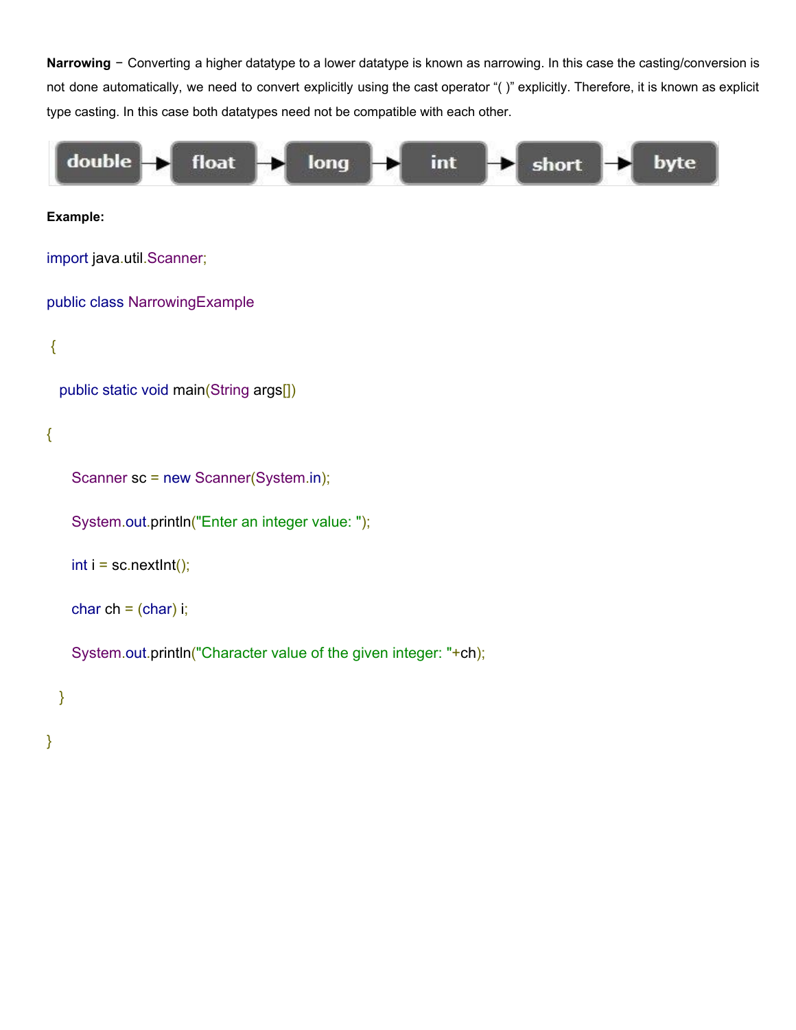**Narrowing** − Converting a higher datatype to a lower datatype is known as narrowing. In this case the casting/conversion is not done automatically, we need to convert explicitly using the cast operator “( )” explicitly. Therefore, it is known as explicit type casting. In this case both datatypes need not be compatible with each other.

double → float → long → int → short → byte

**Example:**

```
import java.util.Scanner;

public class NarrowingExample

 {

   public static void main(String args[])

{

      Scanner sc = new Scanner(System.in);

      System.out.println("Enter an integer value: ");

      int i = sc.nextInt();

      char ch = (char) i;

      System.out.println("Character value of the given integer: "+ch);

   }

}
```